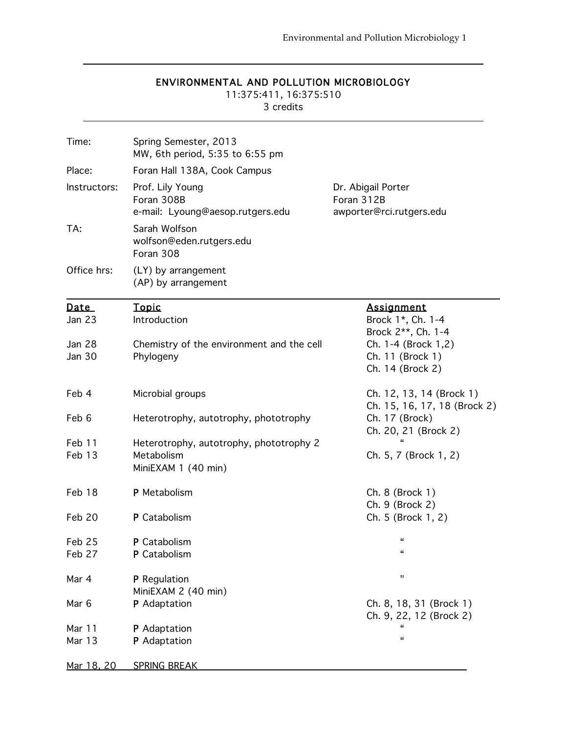# ENVIRONMENTAL AND POLLUTION MICROBIOLOGY

11:375:411, 16:375:510

3 credits

| | | |
|---|---|---|
| Time: | Spring Semester, 2013<br>MW, 6th period, 5:35 to 6:55 pm | |
| Place: | Foran Hall 138A, Cook Campus | |
| Instructors: | Prof. Lily Young<br>Foran 308B<br>e-mail: Lyoung@aesop.rutgers.edu | Dr. Abigail Porter<br>Foran 312B<br>awporter@rci.rutgers.edu |
| TA: | Sarah Wolfson<br>wolfson@eden.rutgers.edu<br>Foran 308 | |
| Office hrs: | (LY) by arrangement<br>(AP) by arrangement | |

| Date | Topic | Assignment |
|---|---|---|
| Jan 23 | Introduction | Brock 1*, Ch. 1-4<br>Brock 2**, Ch. 1-4 |
| Jan 28 | Chemistry of the environment and the cell | Ch. 1-4 (Brock 1,2) |
| Jan 30 | Phylogeny | Ch. 11 (Brock 1)<br>Ch. 14 (Brock 2) |
| Feb 4 | Microbial groups | Ch. 12, 13, 14 (Brock 1)<br>Ch. 15, 16, 17, 18 (Brock 2) |
| Feb 6 | Heterotrophy, autotrophy, phototrophy | Ch. 17 (Brock)<br>Ch. 20, 21 (Brock 2) |
| Feb 11 | Heterotrophy, autotrophy, phototrophy 2 | " |
| Feb 13 | Metabolism<br>MiniEXAM 1 (40 min) | Ch. 5, 7 (Brock 1, 2) |
| Feb 18 | **P** Metabolism | Ch. 8 (Brock 1)<br>Ch. 9 (Brock 2) |
| Feb 20 | **P** Catabolism | Ch. 5 (Brock 1, 2) |
| Feb 25 | **P** Catabolism | " |
| Feb 27 | **P** Catabolism | " |
| Mar 4 | **P** Regulation<br>MiniEXAM 2 (40 min) | " |
| Mar 6 | **P** Adaptation | Ch. 8, 18, 31 (Brock 1)<br>Ch. 9, 22, 12 (Brock 2) |
| Mar 11 | **P** Adaptation | " |
| Mar 13 | **P** Adaptation | " |
| Mar 18, 20 | SPRING BREAK | |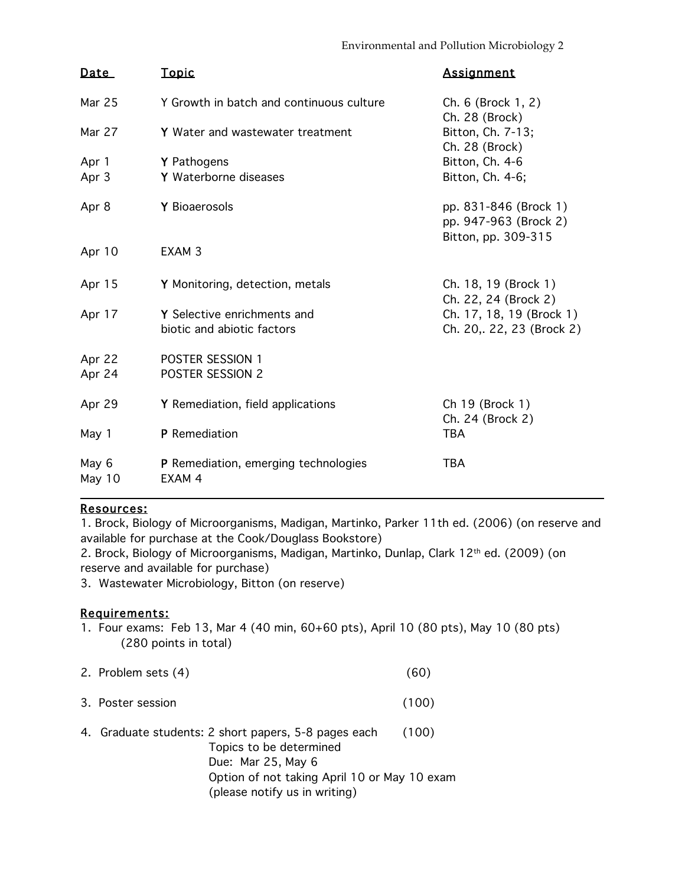| Date | Topic | Assignment |
| --- | --- | --- |
| Mar 25 | Y Growth in batch and continuous culture | Ch. 6 (Brock 1, 2)<br>Ch. 28 (Brock) |
| Mar 27 | Y Water and wastewater treatment | Bitton, Ch. 7-13;<br>Ch. 28 (Brock) |
| Apr 1 | Y Pathogens | Bitton, Ch. 4-6 |
| Apr 3 | Y Waterborne diseases | Bitton, Ch. 4-6; |
| Apr 8 | Y Bioaerosols | pp. 831-846 (Brock 1)<br>pp. 947-963 (Brock 2)<br>Bitton, pp. 309-315 |
| Apr 10 | EXAM 3 | |
| Apr 15 | Y Monitoring, detection, metals | Ch. 18, 19 (Brock 1)<br>Ch. 22, 24 (Brock 2) |
| Apr 17 | Y Selective enrichments and biotic and abiotic factors | Ch. 17, 18, 19 (Brock 1)<br>Ch. 20,. 22, 23 (Brock 2) |
| Apr 22 | POSTER SESSION 1 | |
| Apr 24 | POSTER SESSION 2 | |
| Apr 29 | Y Remediation, field applications | Ch 19 (Brock 1)<br>Ch. 24 (Brock 2) |
| May 1 | P Remediation | TBA |
| May 6 | P Remediation, emerging technologies | TBA |
| May 10 | EXAM 4 | |

## Resources:

1. Brock, Biology of Microorganisms, Madigan, Martinko, Parker 11th ed. (2006) (on reserve and available for purchase at the Cook/Douglass Bookstore)
2. Brock, Biology of Microorganisms, Madigan, Martinko, Dunlap, Clark 12th ed. (2009) (on reserve and available for purchase)
3. Wastewater Microbiology, Bitton (on reserve)

## Requirements:

1. Four exams: Feb 13, Mar 4 (40 min, 60+60 pts), April 10 (80 pts), May 10 (80 pts) (280 points in total)
2. Problem sets (4) (60)
3. Poster session (100)
4. Graduate students: 2 short papers, 5-8 pages each (100)
   Topics to be determined
   Due: Mar 25, May 6
   Option of not taking April 10 or May 10 exam
   (please notify us in writing)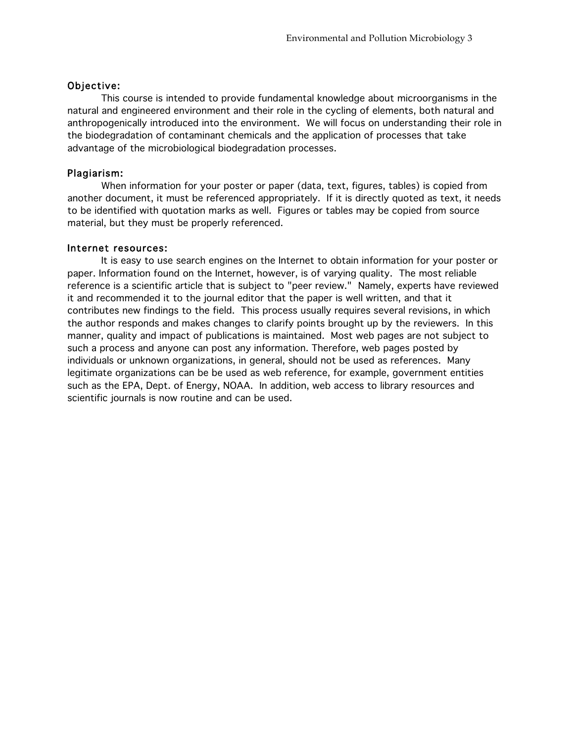## Objective:

This course is intended to provide fundamental knowledge about microorganisms in the natural and engineered environment and their role in the cycling of elements, both natural and anthropogenically introduced into the environment. We will focus on understanding their role in the biodegradation of contaminant chemicals and the application of processes that take advantage of the microbiological biodegradation processes.

## Plagiarism:

When information for your poster or paper (data, text, figures, tables) is copied from another document, it must be referenced appropriately. If it is directly quoted as text, it needs to be identified with quotation marks as well. Figures or tables may be copied from source material, but they must be properly referenced.

## Internet resources:

It is easy to use search engines on the Internet to obtain information for your poster or paper. Information found on the Internet, however, is of varying quality. The most reliable reference is a scientific article that is subject to "peer review." Namely, experts have reviewed it and recommended it to the journal editor that the paper is well written, and that it contributes new findings to the field. This process usually requires several revisions, in which the author responds and makes changes to clarify points brought up by the reviewers. In this manner, quality and impact of publications is maintained. Most web pages are not subject to such a process and anyone can post any information. Therefore, web pages posted by individuals or unknown organizations, in general, should not be used as references. Many legitimate organizations can be be used as web reference, for example, government entities such as the EPA, Dept. of Energy, NOAA. In addition, web access to library resources and scientific journals is now routine and can be used.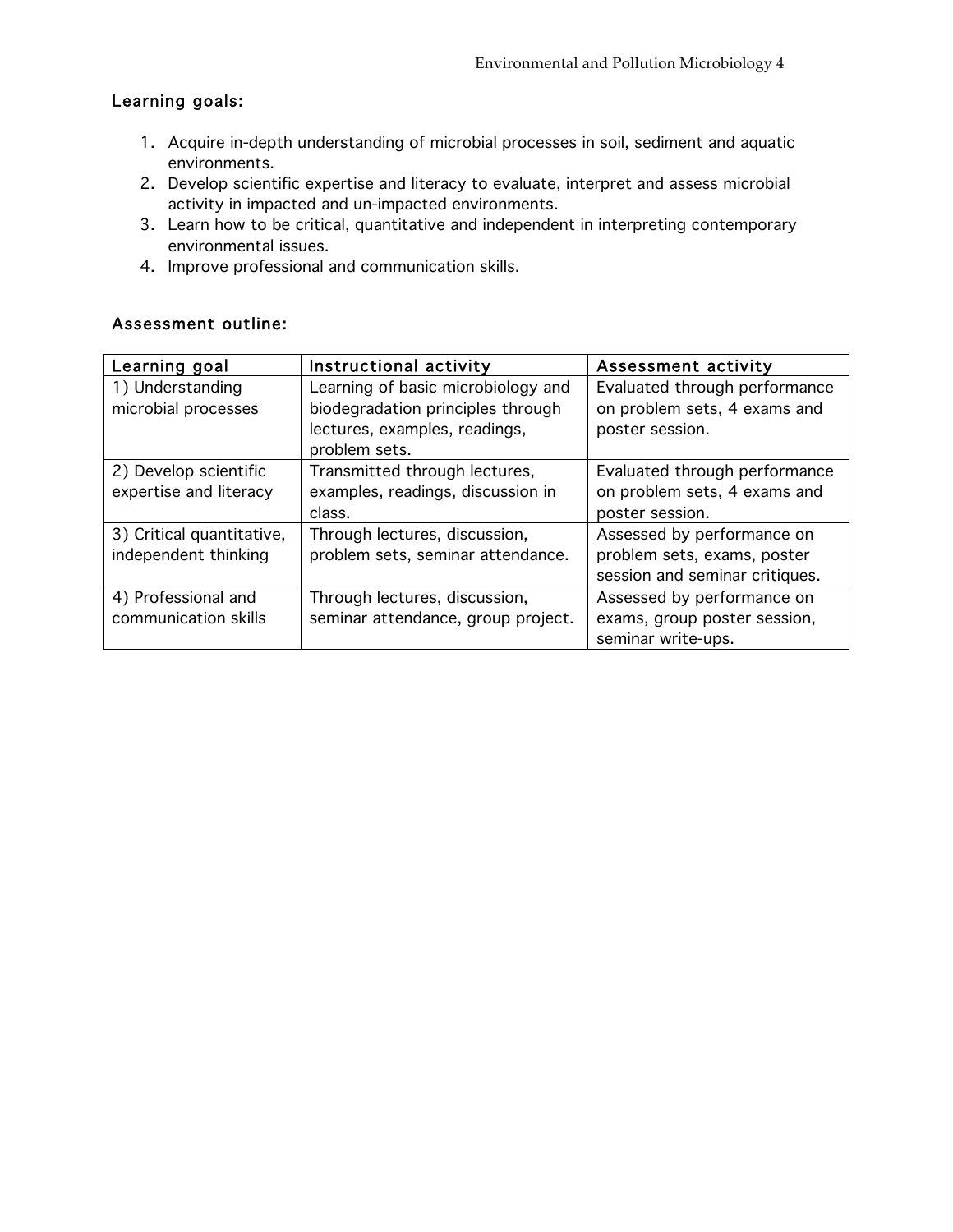### Learning goals:

1. Acquire in-depth understanding of microbial processes in soil, sediment and aquatic environments.
2. Develop scientific expertise and literacy to evaluate, interpret and assess microbial activity in impacted and un-impacted environments.
3. Learn how to be critical, quantitative and independent in interpreting contemporary environmental issues.
4. Improve professional and communication skills.

### Assessment outline:

| Learning goal | Instructional activity | Assessment activity |
|---|---|---|
| 1) Understanding microbial processes | Learning of basic microbiology and biodegradation principles through lectures, examples, readings, problem sets. | Evaluated through performance on problem sets, 4 exams and poster session. |
| 2) Develop scientific expertise and literacy | Transmitted through lectures, examples, readings, discussion in class. | Evaluated through performance on problem sets, 4 exams and poster session. |
| 3) Critical quantitative, independent thinking | Through lectures, discussion, problem sets, seminar attendance. | Assessed by performance on problem sets, exams, poster session and seminar critiques. |
| 4) Professional and communication skills | Through lectures, discussion, seminar attendance, group project. | Assessed by performance on exams, group poster session, seminar write-ups. |